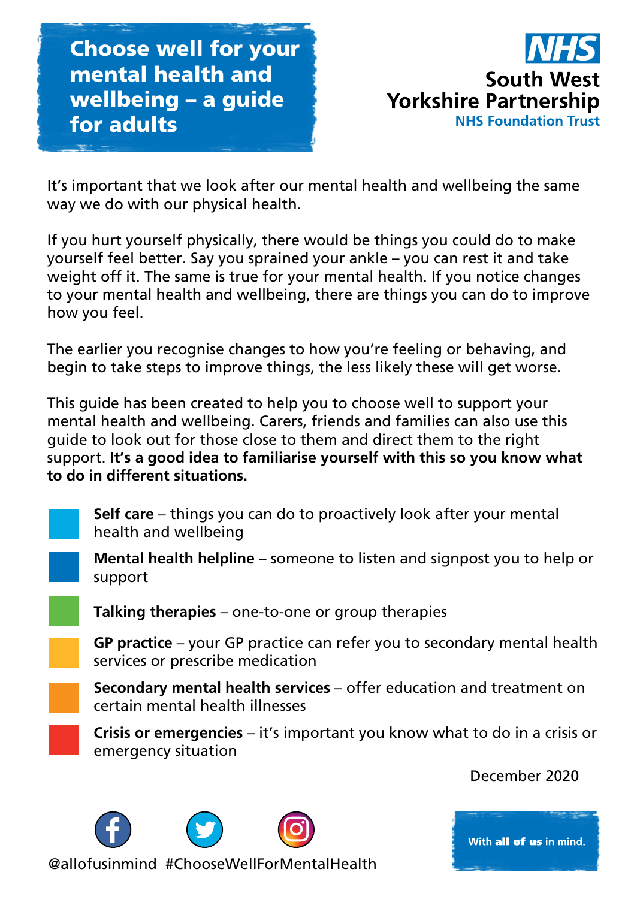# Choose well for your mental health and wellbeing – a guide for adults

NHS
South West Yorkshire Partnership
NHS Foundation Trust

It's important that we look after our mental health and wellbeing the same way we do with our physical health.

If you hurt yourself physically, there would be things you could do to make yourself feel better. Say you sprained your ankle – you can rest it and take weight off it. The same is true for your mental health. If you notice changes to your mental health and wellbeing, there are things you can do to improve how you feel.

The earlier you recognise changes to how you're feeling or behaving, and begin to take steps to improve things, the less likely these will get worse.

This guide has been created to help you to choose well to support your mental health and wellbeing. Carers, friends and families can also use this guide to look out for those close to them and direct them to the right support. **It's a good idea to familiarise yourself with this so you know what to do in different situations.**

- **Self care** – things you can do to proactively look after your mental health and wellbeing
- **Mental health helpline** – someone to listen and signpost you to help or support
- **Talking therapies** – one-to-one or group therapies
- **GP practice** – your GP practice can refer you to secondary mental health services or prescribe medication
- **Secondary mental health services** – offer education and treatment on certain mental health illnesses
- **Crisis or emergencies** – it's important you know what to do in a crisis or emergency situation

December 2020

@allofusinmind #ChooseWellForMentalHealth

With **all of us** in mind.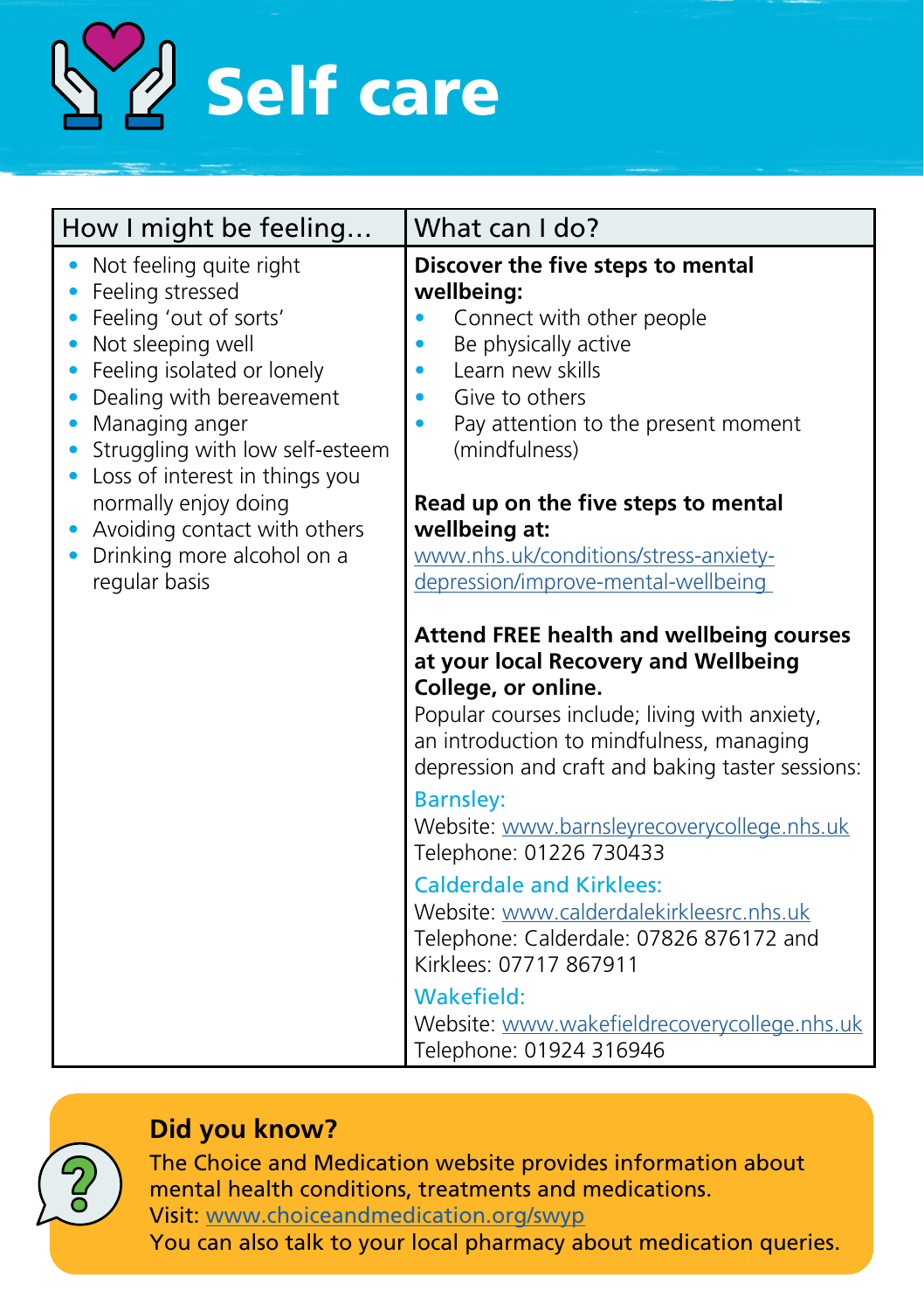# Self care

| How I might be feeling… | What can I do? |
|---|---|
| • Not feeling quite right<br>• Feeling stressed<br>• Feeling 'out of sorts'<br>• Not sleeping well<br>• Feeling isolated or lonely<br>• Dealing with bereavement<br>• Managing anger<br>• Struggling with low self-esteem<br>• Loss of interest in things you normally enjoy doing<br>• Avoiding contact with others<br>• Drinking more alcohol on a regular basis | **Discover the five steps to mental wellbeing:**<br>• Connect with other people<br>• Be physically active<br>• Learn new skills<br>• Give to others<br>• Pay attention to the present moment (mindfulness)<br><br>**Read up on the five steps to mental wellbeing at:**<br>www.nhs.uk/conditions/stress-anxiety-depression/improve-mental-wellbeing<br><br>**Attend FREE health and wellbeing courses at your local Recovery and Wellbeing College, or online.**<br>Popular courses include; living with anxiety, an introduction to mindfulness, managing depression and craft and baking taster sessions:<br><br>Barnsley:<br>Website: www.barnsleyrecoverycollege.nhs.uk<br>Telephone: 01226 730433<br><br>Calderdale and Kirklees:<br>Website: www.calderdalekirkleesrc.nhs.uk<br>Telephone: Calderdale: 07826 876172 and Kirklees: 07717 867911<br><br>Wakefield:<br>Website: www.wakefieldrecoverycollege.nhs.uk<br>Telephone: 01924 316946 |

## Did you know?

The Choice and Medication website provides information about mental health conditions, treatments and medications.
Visit: www.choiceandmedication.org/swyp
You can also talk to your local pharmacy about medication queries.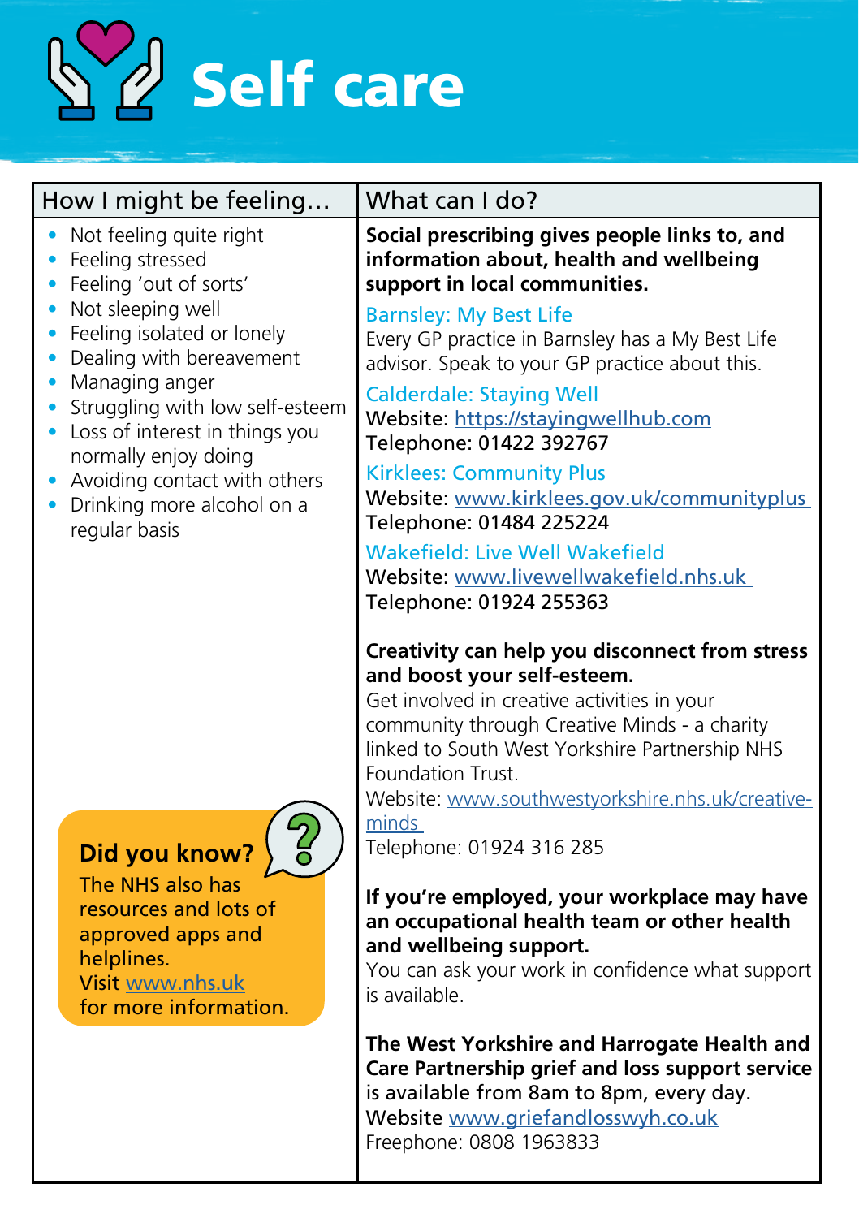# Self care

| How I might be feeling… | What can I do? |
|---|---|
| • Not feeling quite right<br>• Feeling stressed<br>• Feeling 'out of sorts'<br>• Not sleeping well<br>• Feeling isolated or lonely<br>• Dealing with bereavement<br>• Managing anger<br>• Struggling with low self-esteem<br>• Loss of interest in things you normally enjoy doing<br>• Avoiding contact with others<br>• Drinking more alcohol on a regular basis | **Social prescribing gives people links to, and information about, health and wellbeing support in local communities.**<br><br>Barnsley: My Best Life<br>Every GP practice in Barnsley has a My Best Life advisor. Speak to your GP practice about this.<br><br>Calderdale: Staying Well<br>Website: https://stayingwellhub.com<br>Telephone: 01422 392767<br><br>Kirklees: Community Plus<br>Website: www.kirklees.gov.uk/communityplus<br>Telephone: 01484 225224<br><br>Wakefield: Live Well Wakefield<br>Website: www.livewellwakefield.nhs.uk<br>Telephone: 01924 255363<br><br>**Creativity can help you disconnect from stress and boost your self-esteem.**<br>Get involved in creative activities in your community through Creative Minds - a charity linked to South West Yorkshire Partnership NHS Foundation Trust.<br>Website: www.southwestyorkshire.nhs.uk/creative-minds<br>Telephone: 01924 316 285<br><br>**If you're employed, your workplace may have an occupational health team or other health and wellbeing support.**<br>You can ask your work in confidence what support is available.<br><br>**The West Yorkshire and Harrogate Health and Care Partnership grief and loss support service** is available from 8am to 8pm, every day.<br>Website www.griefandlosswyh.co.uk<br>Freephone: 0808 1963833 |

**Did you know?**
The NHS also has resources and lots of approved apps and helplines.
Visit www.nhs.uk for more information.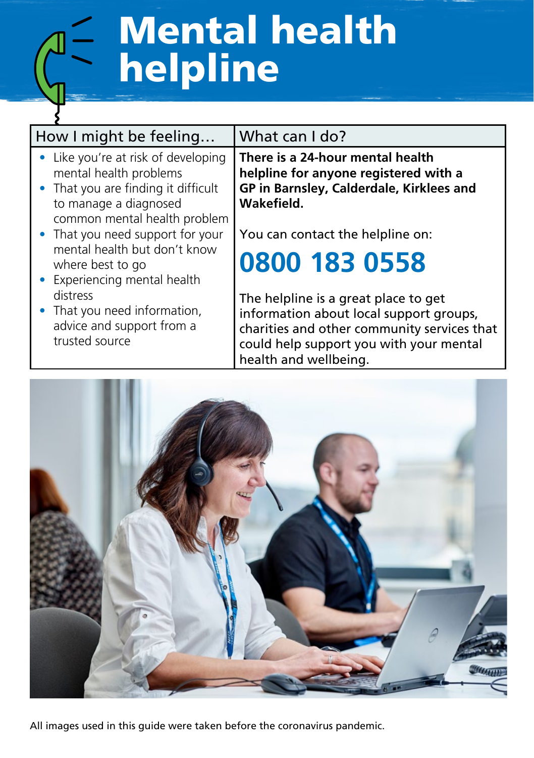# Mental health helpline

| How I might be feeling… | What can I do? |
|---|---|
| • Like you're at risk of developing mental health problems<br>• That you are finding it difficult to manage a diagnosed common mental health problem<br>• That you need support for your mental health but don't know where best to go<br>• Experiencing mental health distress<br>• That you need information, advice and support from a trusted source | **There is a 24-hour mental health helpline for anyone registered with a GP in Barnsley, Calderdale, Kirklees and Wakefield.**<br><br>You can contact the helpline on:<br><br>**0800 183 0558**<br><br>The helpline is a great place to get information about local support groups, charities and other community services that could help support you with your mental health and wellbeing. |

All images used in this guide were taken before the coronavirus pandemic.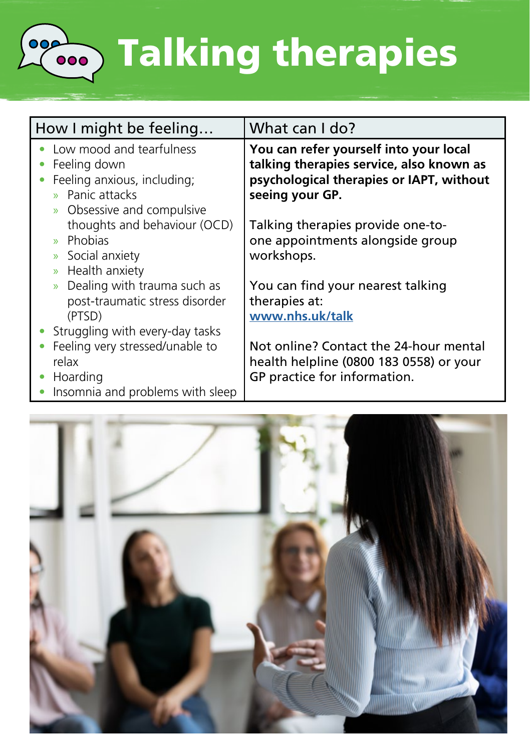# Talking therapies

| How I might be feeling… | What can I do? |
|---|---|
| • Low mood and tearfulness<br>• Feeling down<br>• Feeling anxious, including;<br>  » Panic attacks<br>  » Obsessive and compulsive thoughts and behaviour (OCD)<br>  » Phobias<br>  » Social anxiety<br>  » Health anxiety<br>  » Dealing with trauma such as post-traumatic stress disorder (PTSD)<br>• Struggling with every-day tasks<br>• Feeling very stressed/unable to relax<br>• Hoarding<br>• Insomnia and problems with sleep | **You can refer yourself into your local talking therapies service, also known as psychological therapies or IAPT, without seeing your GP.**<br><br>Talking therapies provide one-to-one appointments alongside group workshops.<br><br>You can find your nearest talking therapies at: [www.nhs.uk/talk](http://www.nhs.uk/talk)<br><br>Not online? Contact the 24-hour mental health helpline (0800 183 0558) or your GP practice for information. |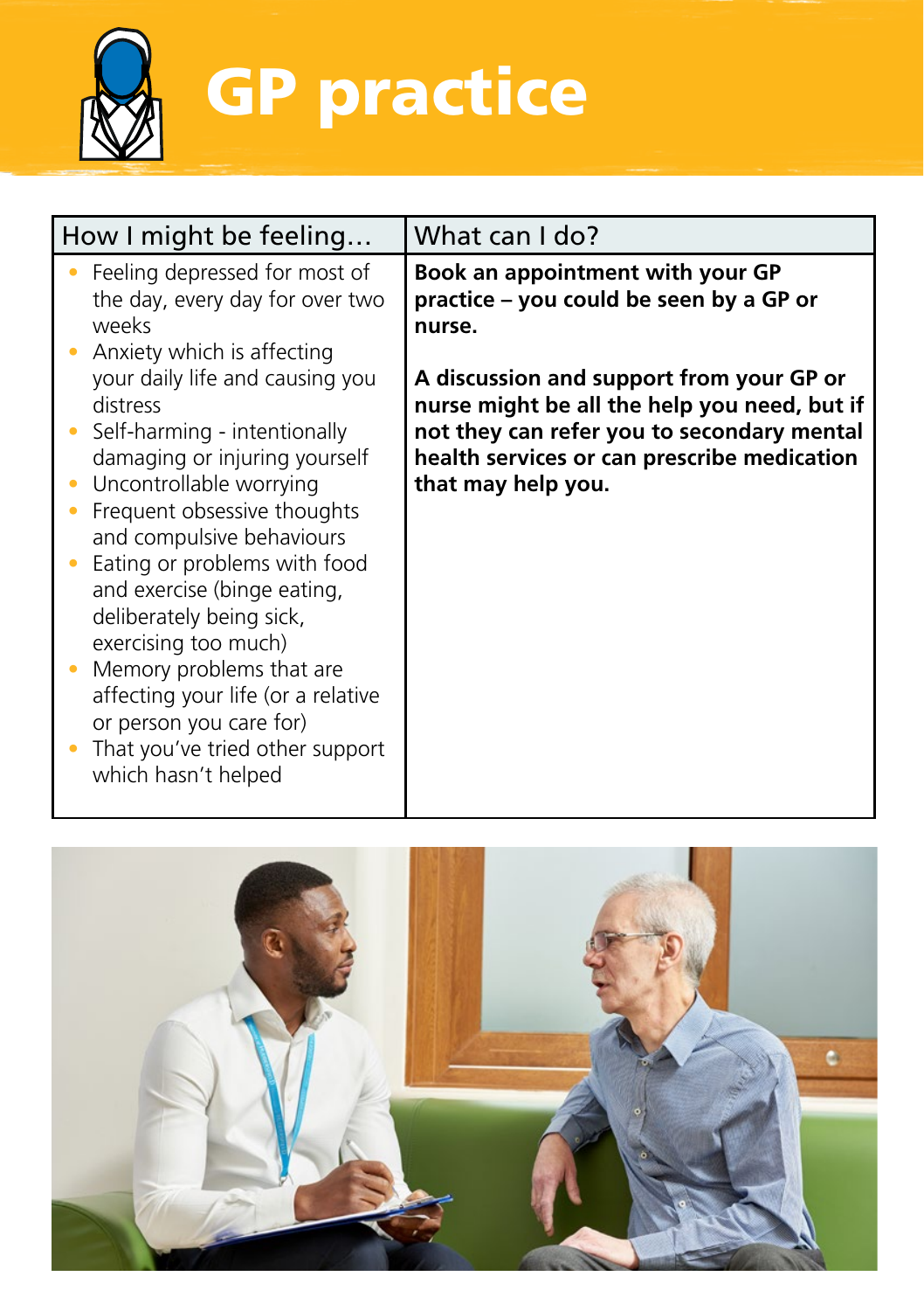# GP practice

| How I might be feeling… | What can I do? |
| --- | --- |
| • Feeling depressed for most of the day, every day for over two weeks<br>• Anxiety which is affecting your daily life and causing you distress<br>• Self-harming - intentionally damaging or injuring yourself<br>• Uncontrollable worrying<br>• Frequent obsessive thoughts and compulsive behaviours<br>• Eating or problems with food and exercise (binge eating, deliberately being sick, exercising too much)<br>• Memory problems that are affecting your life (or a relative or person you care for)<br>• That you've tried other support which hasn't helped | **Book an appointment with your GP practice – you could be seen by a GP or nurse.**<br><br>**A discussion and support from your GP or nurse might be all the help you need, but if not they can refer you to secondary mental health services or can prescribe medication that may help you.** |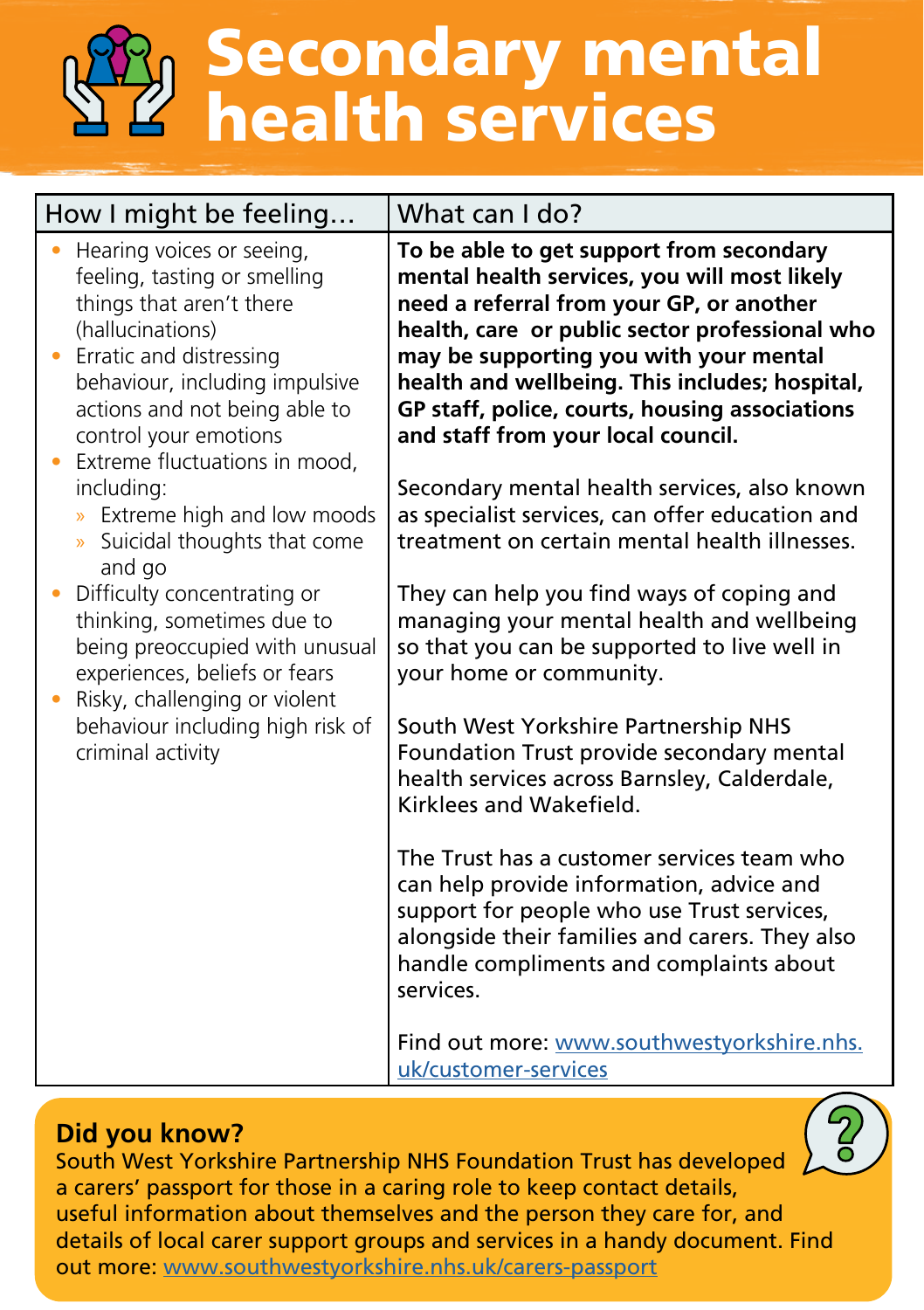# Secondary mental health services

| How I might be feeling… | What can I do? |
| --- | --- |
| • Hearing voices or seeing, feeling, tasting or smelling things that aren't there (hallucinations)<br>• Erratic and distressing behaviour, including impulsive actions and not being able to control your emotions<br>• Extreme fluctuations in mood, including:<br>  » Extreme high and low moods<br>  » Suicidal thoughts that come and go<br>• Difficulty concentrating or thinking, sometimes due to being preoccupied with unusual experiences, beliefs or fears<br>• Risky, challenging or violent behaviour including high risk of criminal activity | **To be able to get support from secondary mental health services, you will most likely need a referral from your GP, or another health, care or public sector professional who may be supporting you with your mental health and wellbeing. This includes; hospital, GP staff, police, courts, housing associations and staff from your local council.**<br><br>Secondary mental health services, also known as specialist services, can offer education and treatment on certain mental health illnesses.<br><br>They can help you find ways of coping and managing your mental health and wellbeing so that you can be supported to live well in your home or community.<br><br>South West Yorkshire Partnership NHS Foundation Trust provide secondary mental health services across Barnsley, Calderdale, Kirklees and Wakefield.<br><br>The Trust has a customer services team who can help provide information, advice and support for people who use Trust services, alongside their families and carers. They also handle compliments and complaints about services.<br><br>Find out more: www.southwestyorkshire.nhs.uk/customer-services |

**Did you know?**

South West Yorkshire Partnership NHS Foundation Trust has developed a carers' passport for those in a caring role to keep contact details, useful information about themselves and the person they care for, and details of local carer support groups and services in a handy document. Find out more: www.southwestyorkshire.nhs.uk/carers-passport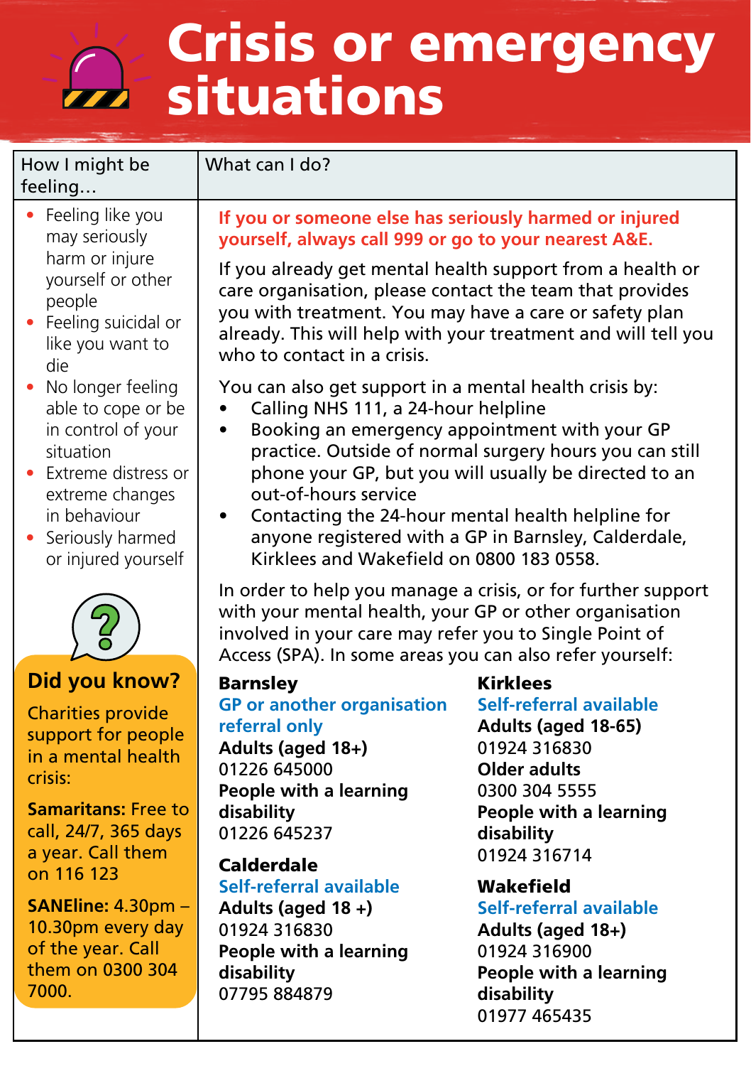# Crisis or emergency situations

| How I might be feeling… | What can I do? |
| --- | --- |
| • Feeling like you may seriously harm or injure yourself or other people<br>• Feeling suicidal or like you want to die<br>• No longer feeling able to cope or be in control of your situation<br>• Extreme distress or extreme changes in behaviour<br>• Seriously harmed or injured yourself | **If you or someone else has seriously harmed or injured yourself, always call 999 or go to your nearest A&E.**<br><br>If you already get mental health support from a health or care organisation, please contact the team that provides you with treatment. You may have a care or safety plan already. This will help with your treatment and will tell you who to contact in a crisis.<br><br>You can also get support in a mental health crisis by:<br>• Calling NHS 111, a 24-hour helpline<br>• Booking an emergency appointment with your GP practice. Outside of normal surgery hours you can still phone your GP, but you will usually be directed to an out-of-hours service<br>• Contacting the 24-hour mental health helpline for anyone registered with a GP in Barnsley, Calderdale, Kirklees and Wakefield on 0800 183 0558.<br><br>In order to help you manage a crisis, or for further support with your mental health, your GP or other organisation involved in your care may refer you to Single Point of Access (SPA). In some areas you can also refer yourself: |

### Did you know?

Charities provide support for people in a mental health crisis:

**Samaritans:** Free to call, 24/7, 365 days a year. Call them on 116 123

**SANEline:** 4.30pm – 10.30pm every day of the year. Call them on 0300 304 7000.

**Barnsley**
GP or another organisation referral only
**Adults (aged 18+)**
01226 645000
**People with a learning disability**
01226 645237

**Calderdale**
Self-referral available
**Adults (aged 18 +)**
01924 316830
**People with a learning disability**
07795 884879

**Kirklees**
Self-referral available
**Adults (aged 18-65)**
01924 316830
**Older adults**
0300 304 5555
**People with a learning disability**
01924 316714

**Wakefield**
Self-referral available
**Adults (aged 18+)**
01924 316900
**People with a learning disability**
01977 465435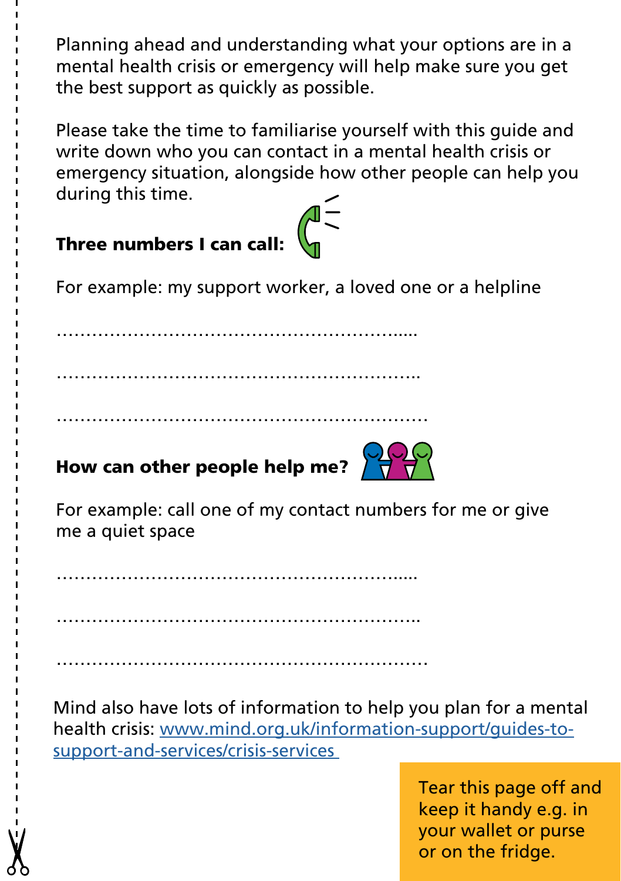Planning ahead and understanding what your options are in a mental health crisis or emergency will help make sure you get the best support as quickly as possible.

Please take the time to familiarise yourself with this guide and write down who you can contact in a mental health crisis or emergency situation, alongside how other people can help you during this time.

**Three numbers I can call:**

For example: my support worker, a loved one or a helpline

……………………………………………………....

……………………………………………………..

………………………………………………………

**How can other people help me?**

For example: call one of my contact numbers for me or give me a quiet space

……………………………………………………....

……………………………………………………..

………………………………………………………

Mind also have lots of information to help you plan for a mental health crisis: [www.mind.org.uk/information-support/guides-to-support-and-services/crisis-services](www.mind.org.uk/information-support/guides-to-support-and-services/crisis-services)

Tear this page off and keep it handy e.g. in your wallet or purse or on the fridge.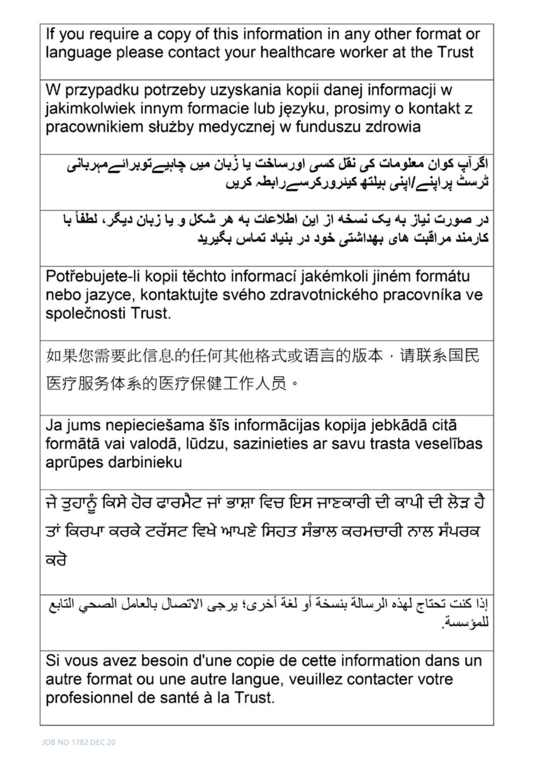| |
|---|
| If you require a copy of this information in any other format or language please contact your healthcare worker at the Trust |
| W przypadku potrzeby uzyskania kopii danej informacji w jakimkolwiek innym formacie lub języku, prosimy o kontakt z pracownikiem służby medycznej w funduszu zdrowia |
| اگرآپ کوان معلومات کی نقل کسی اورساخت یا زُبان میں چاہیےتوبرائےمہربانی ٹرسٹ پراپنے/اپنی ہیلتھ کیئرورکرسےرابطہ کریں |
| در صورت نیاز به یک نسخه از این اطلاعات به هر شکل و یا زبان دیگر، لطفاً با کارمند مراقبت های بهداشتی خود در بنیاد تماس بگیرید |
| Potřebujete-li kopii těchto informací jakémkoli jiném formátu nebo jazyce, kontaktujte svého zdravotnického pracovníka ve společnosti Trust. |
| 如果您需要此信息的任何其他格式或语言的版本，请联系国民医疗服务体系的医疗保健工作人员。 |
| Ja jums nepieciešama šīs informācijas kopija jebkādā citā formātā vai valodā, lūdzu, sazinieties ar savu trasta veselības aprūpes darbinieku |
| ਜੇ ਤੁਹਾਨੂੰ ਕਿਸੇ ਹੋਰ ਫਾਰਮੈਟ ਜਾਂ ਭਾਸ਼ਾ ਵਿਚ ਇਸ ਜਾਣਕਾਰੀ ਦੀ ਕਾਪੀ ਦੀ ਲੋੜ ਹੈ ਤਾਂ ਕਿਰਪਾ ਕਰਕੇ ਟਰੱਸਟ ਵਿਖੇ ਆਪਣੇ ਸਿਹਤ ਸੰਭਾਲ ਕਰਮਚਾਰੀ ਨਾਲ ਸੰਪਰਕ ਕਰੋ |
| إذا كنت تحتاج لهذه الرسالة بنسخة أو لغة أخرى؛ يرجى الاتصال بالعامل الصحي التابع للمؤسسة. |
| Si vous avez besoin d'une copie de cette information dans un autre format ou une autre langue, veuillez contacter votre profesionnel de santé à la Trust. |

JOB NO 1782 DEC 20